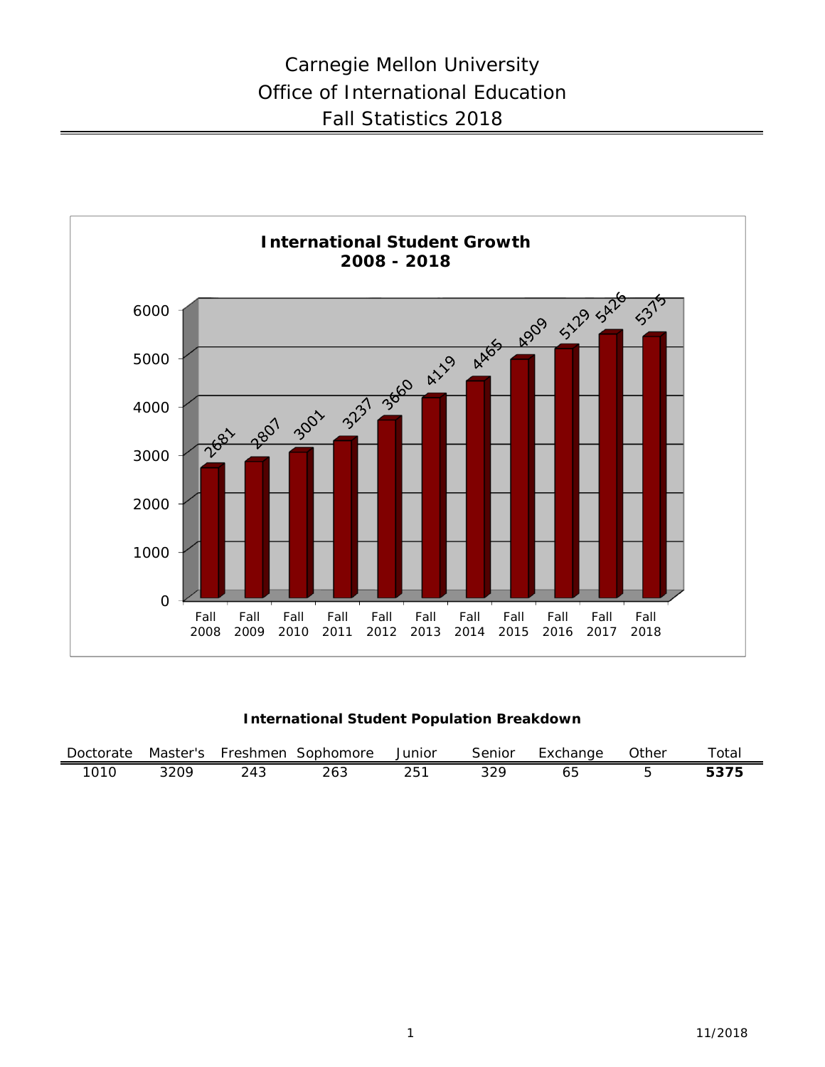# Carnegie Mellon University
# Office of International Education
# Fall Statistics 2018

**International Student Growth 2008 - 2018**

| Year | Students |
|---|---|
| Fall 2008 | 2681 |
| Fall 2009 | 2807 |
| Fall 2010 | 3001 |
| Fall 2011 | 3237 |
| Fall 2012 | 3660 |
| Fall 2013 | 4119 |
| Fall 2014 | 4465 |
| Fall 2015 | 4909 |
| Fall 2016 | 5129 |
| Fall 2017 | 5426 |
| Fall 2018 | 5375 |

**International Student Population Breakdown**

| Doctorate | Master's | Freshmen | Sophomore | Junior | Senior | Exchange | Other | Total |
|---|---|---|---|---|---|---|---|---|
| 1010 | 3209 | 243 | 263 | 251 | 329 | 65 | 5 | **5375** |

11/2018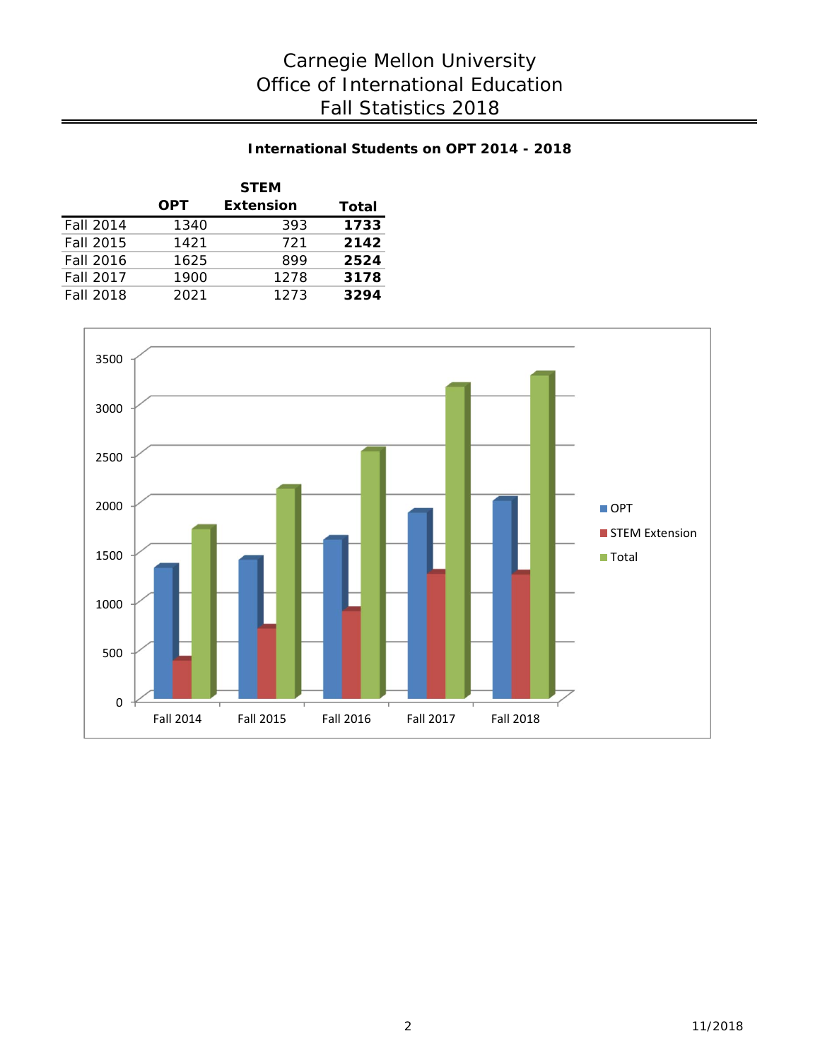# Carnegie Mellon University
# Office of International Education
# Fall Statistics 2018

### International Students on OPT 2014 - 2018

| | OPT | STEM Extension | Total |
|---|---|---|---|
| Fall 2014 | 1340 | 393 | **1733** |
| Fall 2015 | 1421 | 721 | **2142** |
| Fall 2016 | 1625 | 899 | **2524** |
| Fall 2017 | 1900 | 1278 | **3178** |
| Fall 2018 | 2021 | 1273 | **3294** |

11/2018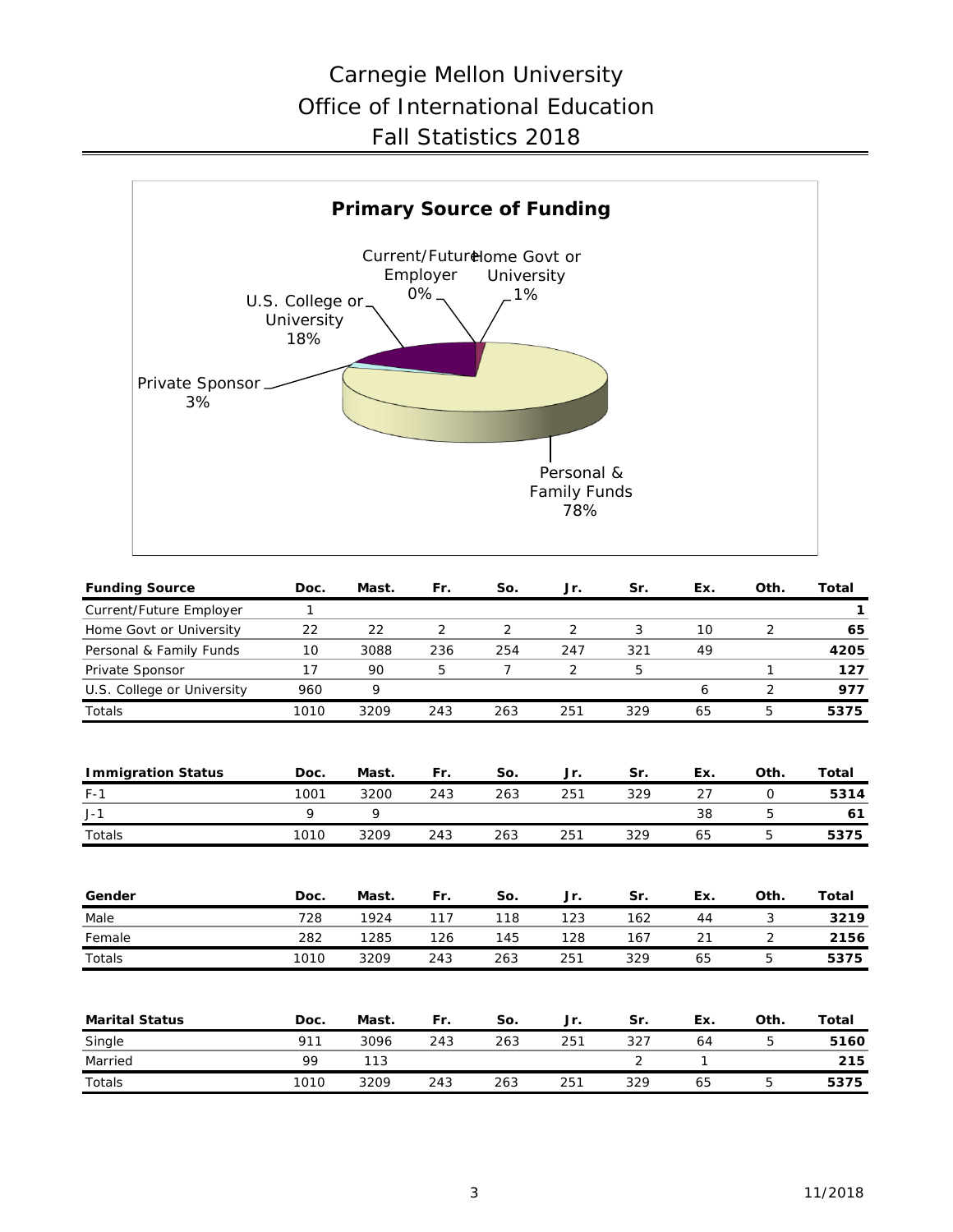# Carnegie Mellon University
# Office of International Education
# Fall Statistics 2018

**Primary Source of Funding**

Current/Future Employer 0%
Home Govt or University 1%
U.S. College or University 18%
Private Sponsor 3%
Personal & Family Funds 78%

| **Funding Source** | **Doc.** | **Mast.** | **Fr.** | **So.** | **Jr.** | **Sr.** | **Ex.** | **Oth.** | **Total** |
|---|---|---|---|---|---|---|---|---|---|
| Current/Future Employer | 1 | | | | | | | | **1** |
| Home Govt or University | 22 | 22 | 2 | 2 | 2 | 3 | 10 | 2 | **65** |
| Personal & Family Funds | 10 | 3088 | 236 | 254 | 247 | 321 | 49 | | **4205** |
| Private Sponsor | 17 | 90 | 5 | 7 | 2 | 5 | | 1 | **127** |
| U.S. College or University | 960 | 9 | | | | | 6 | 2 | **977** |
| Totals | 1010 | 3209 | 243 | 263 | 251 | 329 | 65 | 5 | **5375** |

| **Immigration Status** | **Doc.** | **Mast.** | **Fr.** | **So.** | **Jr.** | **Sr.** | **Ex.** | **Oth.** | **Total** |
|---|---|---|---|---|---|---|---|---|---|
| F-1 | 1001 | 3200 | 243 | 263 | 251 | 329 | 27 | 0 | **5314** |
| J-1 | 9 | 9 | | | | | 38 | 5 | **61** |
| Totals | 1010 | 3209 | 243 | 263 | 251 | 329 | 65 | 5 | **5375** |

| **Gender** | **Doc.** | **Mast.** | **Fr.** | **So.** | **Jr.** | **Sr.** | **Ex.** | **Oth.** | **Total** |
|---|---|---|---|---|---|---|---|---|---|
| Male | 728 | 1924 | 117 | 118 | 123 | 162 | 44 | 3 | **3219** |
| Female | 282 | 1285 | 126 | 145 | 128 | 167 | 21 | 2 | **2156** |
| Totals | 1010 | 3209 | 243 | 263 | 251 | 329 | 65 | 5 | **5375** |

| **Marital Status** | **Doc.** | **Mast.** | **Fr.** | **So.** | **Jr.** | **Sr.** | **Ex.** | **Oth.** | **Total** |
|---|---|---|---|---|---|---|---|---|---|
| Single | 911 | 3096 | 243 | 263 | 251 | 327 | 64 | 5 | **5160** |
| Married | 99 | 113 | | | | 2 | 1 | | **215** |
| Totals | 1010 | 3209 | 243 | 263 | 251 | 329 | 65 | 5 | **5375** |

11/2018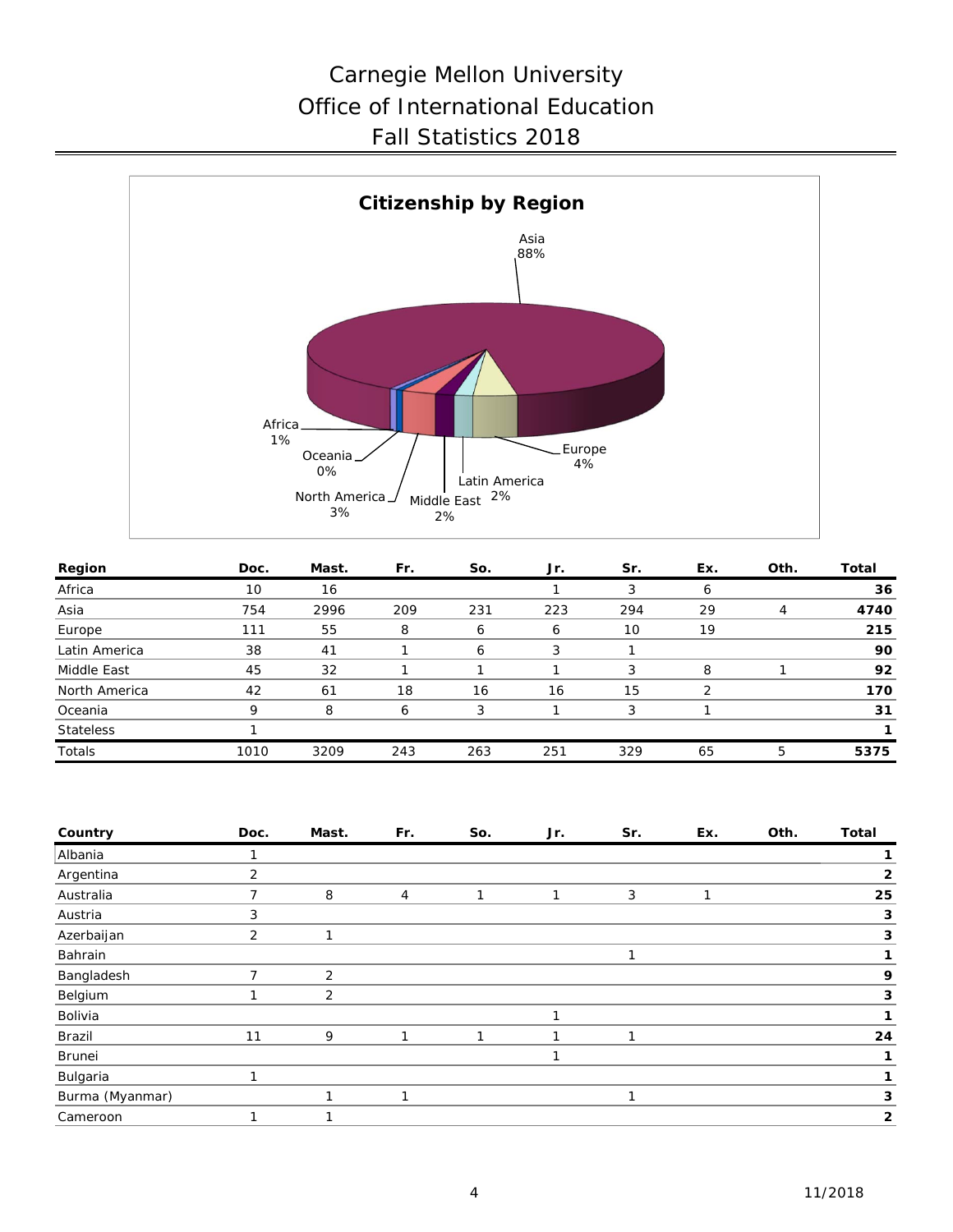# Carnegie Mellon University
# Office of International Education
# Fall Statistics 2018

**Citizenship by Region**

Asia 88%
Africa 1%
Oceania 0%
North America 3%
Middle East 2%
Latin America 2%
Europe 4%

| Region | Doc. | Mast. | Fr. | So. | Jr. | Sr. | Ex. | Oth. | Total |
|---|---|---|---|---|---|---|---|---|---|
| Africa | 10 | 16 | | | 1 | 3 | 6 | | **36** |
| Asia | 754 | 2996 | 209 | 231 | 223 | 294 | 29 | 4 | **4740** |
| Europe | 111 | 55 | 8 | 6 | 6 | 10 | 19 | | **215** |
| Latin America | 38 | 41 | 1 | 6 | 3 | 1 | | | **90** |
| Middle East | 45 | 32 | 1 | 1 | 1 | 3 | 8 | 1 | **92** |
| North America | 42 | 61 | 18 | 16 | 16 | 15 | 2 | | **170** |
| Oceania | 9 | 8 | 6 | 3 | 1 | 3 | 1 | | **31** |
| Stateless | 1 | | | | | | | | **1** |
| Totals | 1010 | 3209 | 243 | 263 | 251 | 329 | 65 | 5 | **5375** |

| Country | Doc. | Mast. | Fr. | So. | Jr. | Sr. | Ex. | Oth. | Total |
|---|---|---|---|---|---|---|---|---|---|
| Albania | 1 | | | | | | | | **1** |
| Argentina | 2 | | | | | | | | **2** |
| Australia | 7 | 8 | 4 | 1 | 1 | 3 | 1 | | **25** |
| Austria | 3 | | | | | | | | **3** |
| Azerbaijan | 2 | 1 | | | | | | | **3** |
| Bahrain | | | | | | 1 | | | **1** |
| Bangladesh | 7 | 2 | | | | | | | **9** |
| Belgium | 1 | 2 | | | | | | | **3** |
| Bolivia | | | | | 1 | | | | **1** |
| Brazil | 11 | 9 | 1 | 1 | 1 | 1 | | | **24** |
| Brunei | | | | | 1 | | | | **1** |
| Bulgaria | 1 | | | | | | | | **1** |
| Burma (Myanmar) | | 1 | 1 | | | 1 | | | **3** |
| Cameroon | 1 | 1 | | | | | | | **2** |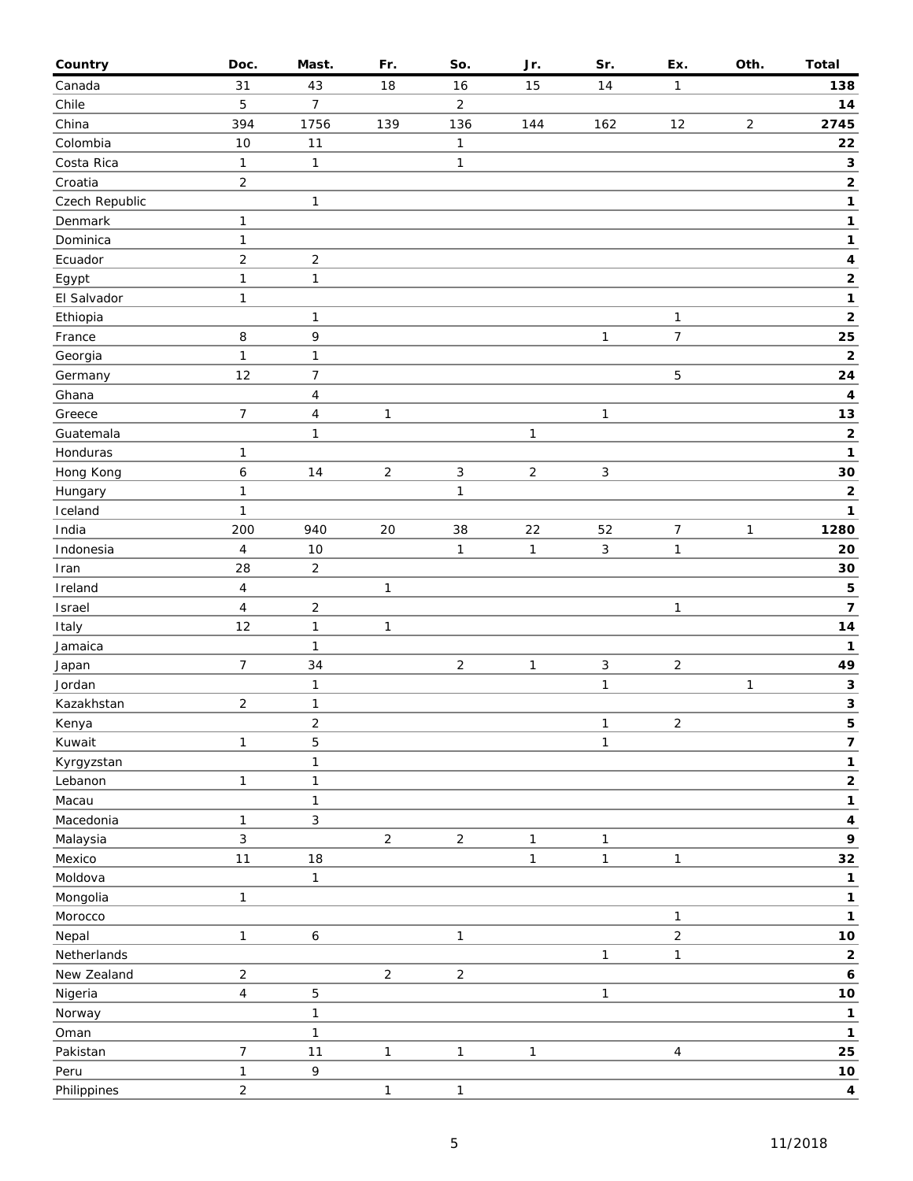| Country | Doc. | Mast. | Fr. | So. | Jr. | Sr. | Ex. | Oth. | Total |
|---|---|---|---|---|---|---|---|---|---|
| Canada | 31 | 43 | 18 | 16 | 15 | 14 | 1 | | **138** |
| Chile | 5 | 7 | | 2 | | | | | **14** |
| China | 394 | 1756 | 139 | 136 | 144 | 162 | 12 | 2 | **2745** |
| Colombia | 10 | 11 | | 1 | | | | | **22** |
| Costa Rica | 1 | 1 | | 1 | | | | | **3** |
| Croatia | 2 | | | | | | | | **2** |
| Czech Republic | | 1 | | | | | | | **1** |
| Denmark | 1 | | | | | | | | **1** |
| Dominica | 1 | | | | | | | | **1** |
| Ecuador | 2 | 2 | | | | | | | **4** |
| Egypt | 1 | 1 | | | | | | | **2** |
| El Salvador | 1 | | | | | | | | **1** |
| Ethiopia | | 1 | | | | | 1 | | **2** |
| France | 8 | 9 | | | | 1 | 7 | | **25** |
| Georgia | 1 | 1 | | | | | | | **2** |
| Germany | 12 | 7 | | | | | 5 | | **24** |
| Ghana | | 4 | | | | | | | **4** |
| Greece | 7 | 4 | 1 | | | 1 | | | **13** |
| Guatemala | | 1 | | | 1 | | | | **2** |
| Honduras | 1 | | | | | | | | **1** |
| Hong Kong | 6 | 14 | 2 | 3 | 2 | 3 | | | **30** |
| Hungary | 1 | | | 1 | | | | | **2** |
| Iceland | 1 | | | | | | | | **1** |
| India | 200 | 940 | 20 | 38 | 22 | 52 | 7 | 1 | **1280** |
| Indonesia | 4 | 10 | | 1 | 1 | 3 | 1 | | **20** |
| Iran | 28 | 2 | | | | | | | **30** |
| Ireland | 4 | | 1 | | | | | | **5** |
| Israel | 4 | 2 | | | | | 1 | | **7** |
| Italy | 12 | 1 | 1 | | | | | | **14** |
| Jamaica | | 1 | | | | | | | **1** |
| Japan | 7 | 34 | | 2 | 1 | 3 | 2 | | **49** |
| Jordan | | 1 | | | | 1 | | 1 | **3** |
| Kazakhstan | 2 | 1 | | | | | | | **3** |
| Kenya | | 2 | | | | 1 | 2 | | **5** |
| Kuwait | 1 | 5 | | | | 1 | | | **7** |
| Kyrgyzstan | | 1 | | | | | | | **1** |
| Lebanon | 1 | 1 | | | | | | | **2** |
| Macau | | 1 | | | | | | | **1** |
| Macedonia | 1 | 3 | | | | | | | **4** |
| Malaysia | 3 | | 2 | 2 | 1 | 1 | | | **9** |
| Mexico | 11 | 18 | | | 1 | 1 | 1 | | **32** |
| Moldova | | 1 | | | | | | | **1** |
| Mongolia | 1 | | | | | | | | **1** |
| Morocco | | | | | | | 1 | | **1** |
| Nepal | 1 | 6 | | 1 | | | 2 | | **10** |
| Netherlands | | | | | | 1 | 1 | | **2** |
| New Zealand | 2 | | 2 | 2 | | | | | **6** |
| Nigeria | 4 | 5 | | | | 1 | | | **10** |
| Norway | | 1 | | | | | | | **1** |
| Oman | | 1 | | | | | | | **1** |
| Pakistan | 7 | 11 | 1 | 1 | 1 | | 4 | | **25** |
| Peru | 1 | 9 | | | | | | | **10** |
| Philippines | 2 | | 1 | 1 | | | | | **4** |

11/2018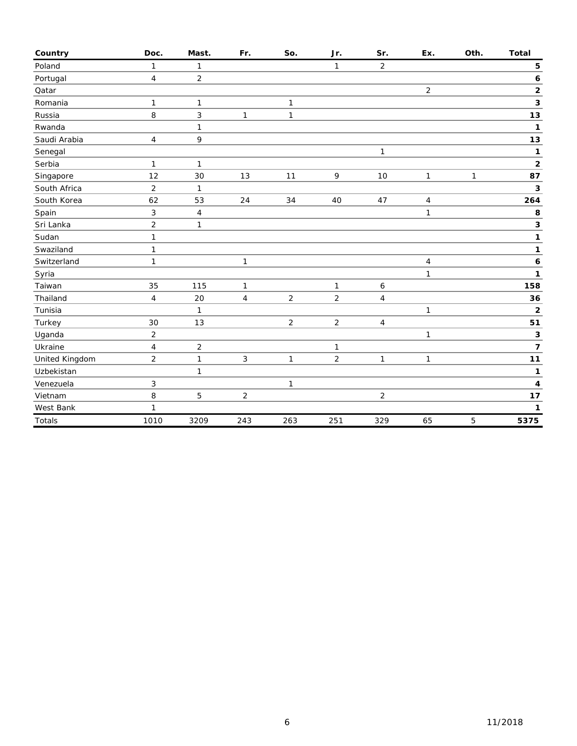| Country | Doc. | Mast. | Fr. | So. | Jr. | Sr. | Ex. | Oth. | Total |
|---|---|---|---|---|---|---|---|---|---|
| Poland | 1 | 1 | | | 1 | 2 | | | **5** |
| Portugal | 4 | 2 | | | | | | | **6** |
| Qatar | | | | | | | 2 | | **2** |
| Romania | 1 | 1 | | 1 | | | | | **3** |
| Russia | 8 | 3 | 1 | 1 | | | | | **13** |
| Rwanda | | 1 | | | | | | | **1** |
| Saudi Arabia | 4 | 9 | | | | | | | **13** |
| Senegal | | | | | | 1 | | | **1** |
| Serbia | 1 | 1 | | | | | | | **2** |
| Singapore | 12 | 30 | 13 | 11 | 9 | 10 | 1 | 1 | **87** |
| South Africa | 2 | 1 | | | | | | | **3** |
| South Korea | 62 | 53 | 24 | 34 | 40 | 47 | 4 | | **264** |
| Spain | 3 | 4 | | | | | 1 | | **8** |
| Sri Lanka | 2 | 1 | | | | | | | **3** |
| Sudan | 1 | | | | | | | | **1** |
| Swaziland | 1 | | | | | | | | **1** |
| Switzerland | 1 | | 1 | | | | 4 | | **6** |
| Syria | | | | | | | 1 | | **1** |
| Taiwan | 35 | 115 | 1 | | 1 | 6 | | | **158** |
| Thailand | 4 | 20 | 4 | 2 | 2 | 4 | | | **36** |
| Tunisia | | 1 | | | | | 1 | | **2** |
| Turkey | 30 | 13 | | 2 | 2 | 4 | | | **51** |
| Uganda | 2 | | | | | | 1 | | **3** |
| Ukraine | 4 | 2 | | | 1 | | | | **7** |
| United Kingdom | 2 | 1 | 3 | 1 | 2 | 1 | 1 | | **11** |
| Uzbekistan | | 1 | | | | | | | **1** |
| Venezuela | 3 | | | 1 | | | | | **4** |
| Vietnam | 8 | 5 | 2 | | | 2 | | | **17** |
| West Bank | 1 | | | | | | | | **1** |
| Totals | 1010 | 3209 | 243 | 263 | 251 | 329 | 65 | 5 | **5375** |

11/2018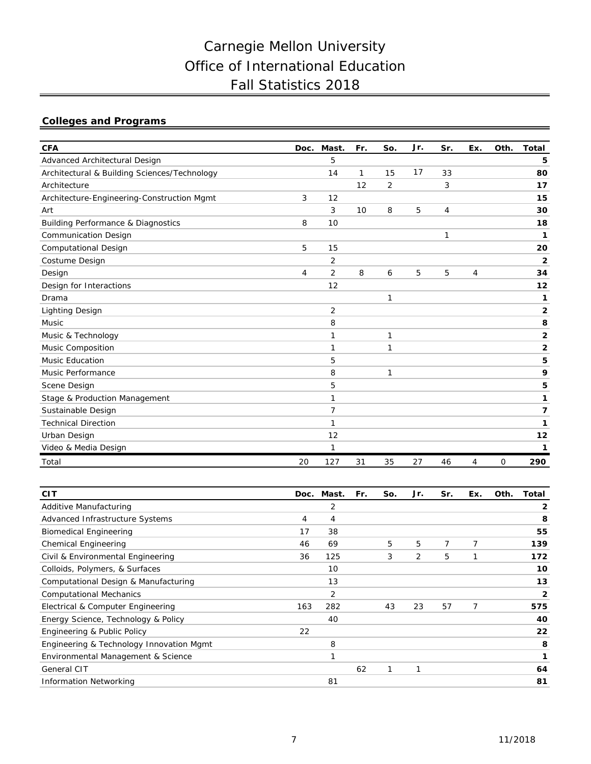# Carnegie Mellon University
# Office of International Education
# Fall Statistics 2018

## Colleges and Programs

| CFA | Doc. | Mast. | Fr. | So. | Jr. | Sr. | Ex. | Oth. | Total |
|---|---|---|---|---|---|---|---|---|---|
| Advanced Architectural Design | | 5 | | | | | | | **5** |
| Architectural & Building Sciences/Technology | | 14 | 1 | 15 | 17 | 33 | | | **80** |
| Architecture | | | 12 | 2 | | 3 | | | **17** |
| Architecture-Engineering-Construction Mgmt | 3 | 12 | | | | | | | **15** |
| Art | | 3 | 10 | 8 | 5 | 4 | | | **30** |
| Building Performance & Diagnostics | 8 | 10 | | | | | | | **18** |
| Communication Design | | | | | | 1 | | | **1** |
| Computational Design | 5 | 15 | | | | | | | **20** |
| Costume Design | | 2 | | | | | | | **2** |
| Design | 4 | 2 | 8 | 6 | 5 | 5 | 4 | | **34** |
| Design for Interactions | | 12 | | | | | | | **12** |
| Drama | | | | 1 | | | | | **1** |
| Lighting Design | | 2 | | | | | | | **2** |
| Music | | 8 | | | | | | | **8** |
| Music & Technology | | 1 | | 1 | | | | | **2** |
| Music Composition | | 1 | | 1 | | | | | **2** |
| Music Education | | 5 | | | | | | | **5** |
| Music Performance | | 8 | | 1 | | | | | **9** |
| Scene Design | | 5 | | | | | | | **5** |
| Stage & Production Management | | 1 | | | | | | | **1** |
| Sustainable Design | | 7 | | | | | | | **7** |
| Technical Direction | | 1 | | | | | | | **1** |
| Urban Design | | 12 | | | | | | | **12** |
| Video & Media Design | | 1 | | | | | | | **1** |
| Total | 20 | 127 | 31 | 35 | 27 | 46 | 4 | 0 | **290** |

| CIT | Doc. | Mast. | Fr. | So. | Jr. | Sr. | Ex. | Oth. | Total |
|---|---|---|---|---|---|---|---|---|---|
| Additive Manufacturing | | 2 | | | | | | | **2** |
| Advanced Infrastructure Systems | 4 | 4 | | | | | | | **8** |
| Biomedical Engineering | 17 | 38 | | | | | | | **55** |
| Chemical Engineering | 46 | 69 | | 5 | 5 | 7 | 7 | | **139** |
| Civil & Environmental Engineering | 36 | 125 | | 3 | 2 | 5 | 1 | | **172** |
| Colloids, Polymers, & Surfaces | | 10 | | | | | | | **10** |
| Computational Design & Manufacturing | | 13 | | | | | | | **13** |
| Computational Mechanics | | 2 | | | | | | | **2** |
| Electrical & Computer Engineering | 163 | 282 | | 43 | 23 | 57 | 7 | | **575** |
| Energy Science, Technology & Policy | | 40 | | | | | | | **40** |
| Engineering & Public Policy | 22 | | | | | | | | **22** |
| Engineering & Technology Innovation Mgmt | | 8 | | | | | | | **8** |
| Environmental Management & Science | | 1 | | | | | | | **1** |
| General CIT | | | 62 | 1 | 1 | | | | **64** |
| Information Networking | | 81 | | | | | | | **81** |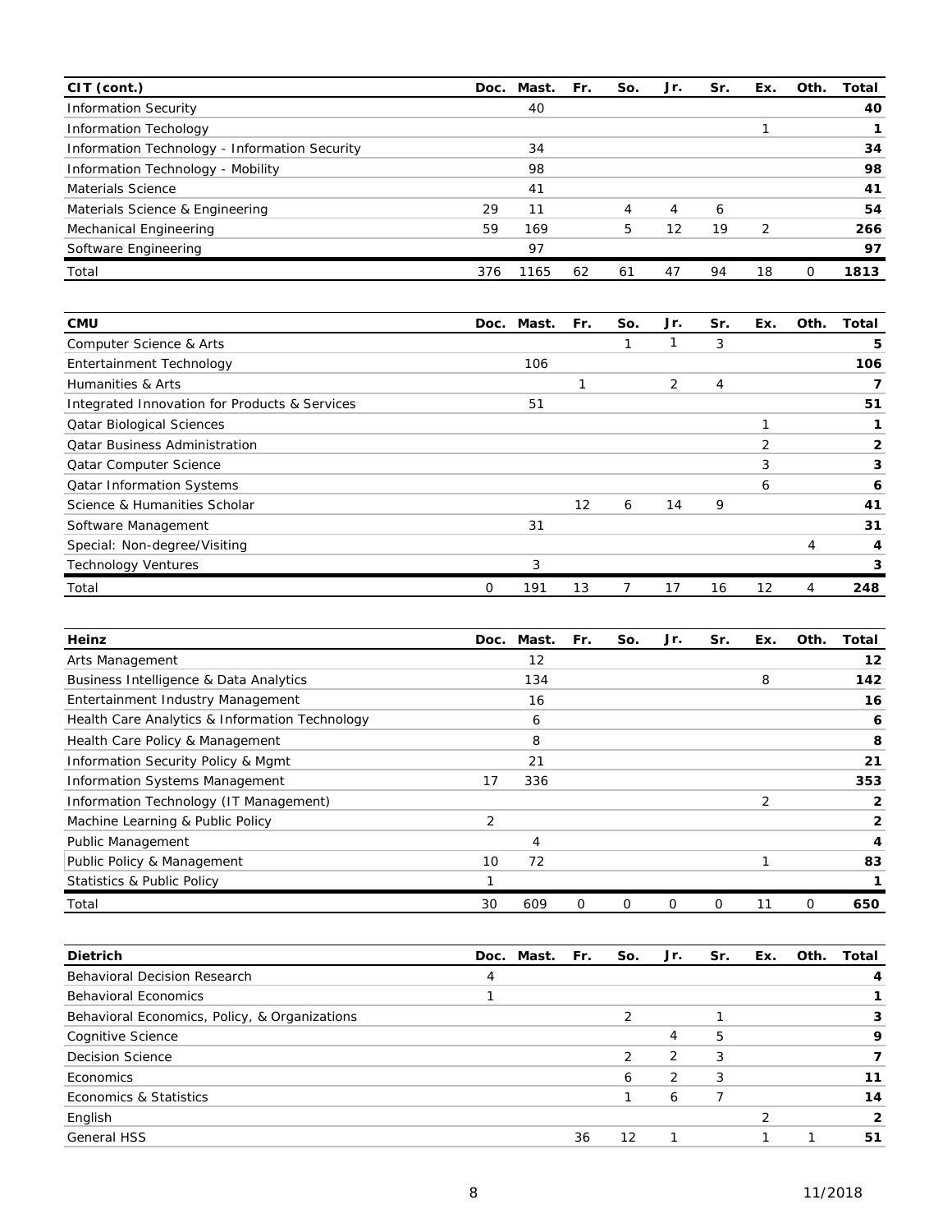| CIT (cont.) | Doc. | Mast. | Fr. | So. | Jr. | Sr. | Ex. | Oth. | Total |
|---|---|---|---|---|---|---|---|---|---|
| Information Security | | 40 | | | | | | | **40** |
| Information Techology | | | | | | | 1 | | **1** |
| Information Technology - Information Security | | 34 | | | | | | | **34** |
| Information Technology - Mobility | | 98 | | | | | | | **98** |
| Materials Science | | 41 | | | | | | | **41** |
| Materials Science & Engineering | 29 | 11 | | 4 | 4 | 6 | | | **54** |
| Mechanical Engineering | 59 | 169 | | 5 | 12 | 19 | 2 | | **266** |
| Software Engineering | | 97 | | | | | | | **97** |
| Total | 376 | 1165 | 62 | 61 | 47 | 94 | 18 | 0 | **1813** |

| CMU | Doc. | Mast. | Fr. | So. | Jr. | Sr. | Ex. | Oth. | Total |
|---|---|---|---|---|---|---|---|---|---|
| Computer Science & Arts | | | | 1 | 1 | 3 | | | **5** |
| Entertainment Technology | | 106 | | | | | | | **106** |
| Humanities & Arts | | | 1 | | 2 | 4 | | | **7** |
| Integrated Innovation for Products & Services | | 51 | | | | | | | **51** |
| Qatar Biological Sciences | | | | | | | 1 | | **1** |
| Qatar Business Administration | | | | | | | 2 | | **2** |
| Qatar Computer Science | | | | | | | 3 | | **3** |
| Qatar Information Systems | | | | | | | 6 | | **6** |
| Science & Humanities Scholar | | | 12 | 6 | 14 | 9 | | | **41** |
| Software Management | | 31 | | | | | | | **31** |
| Special: Non-degree/Visiting | | | | | | | | 4 | **4** |
| Technology Ventures | | 3 | | | | | | | **3** |
| Total | 0 | 191 | 13 | 7 | 17 | 16 | 12 | 4 | **248** |

| Heinz | Doc. | Mast. | Fr. | So. | Jr. | Sr. | Ex. | Oth. | Total |
|---|---|---|---|---|---|---|---|---|---|
| Arts Management | | 12 | | | | | | | **12** |
| Business Intelligence & Data Analytics | | 134 | | | | | 8 | | **142** |
| Entertainment Industry Management | | 16 | | | | | | | **16** |
| Health Care Analytics & Information Technology | | 6 | | | | | | | **6** |
| Health Care Policy & Management | | 8 | | | | | | | **8** |
| Information Security Policy & Mgmt | | 21 | | | | | | | **21** |
| Information Systems Management | 17 | 336 | | | | | | | **353** |
| Information Technology (IT Management) | | | | | | | 2 | | **2** |
| Machine Learning & Public Policy | 2 | | | | | | | | **2** |
| Public Management | | 4 | | | | | | | **4** |
| Public Policy & Management | 10 | 72 | | | | | 1 | | **83** |
| Statistics & Public Policy | 1 | | | | | | | | **1** |
| Total | 30 | 609 | 0 | 0 | 0 | 0 | 11 | 0 | **650** |

| Dietrich | Doc. | Mast. | Fr. | So. | Jr. | Sr. | Ex. | Oth. | Total |
|---|---|---|---|---|---|---|---|---|---|
| Behavioral Decision Research | 4 | | | | | | | | **4** |
| Behavioral Economics | 1 | | | | | | | | **1** |
| Behavioral Economics, Policy, & Organizations | | | | 2 | | 1 | | | **3** |
| Cognitive Science | | | | | 4 | 5 | | | **9** |
| Decision Science | | | | 2 | 2 | 3 | | | **7** |
| Economics | | | | 6 | 2 | 3 | | | **11** |
| Economics & Statistics | | | | 1 | 6 | 7 | | | **14** |
| English | | | | | | | 2 | | **2** |
| General HSS | | | 36 | 12 | 1 | | 1 | 1 | **51** |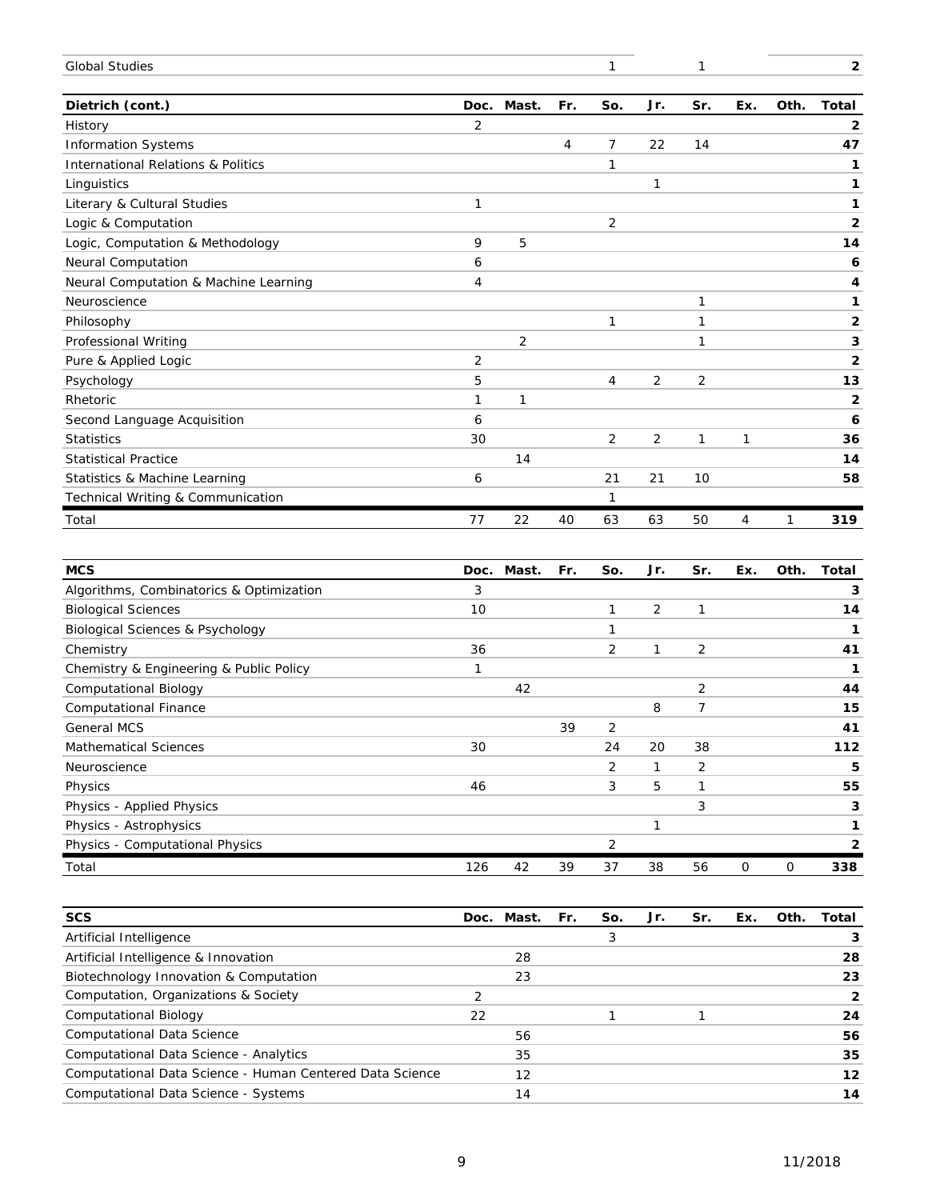| | Doc. | Mast. | Fr. | So. | Jr. | Sr. | Ex. | Oth. | Total |
|---|---|---|---|---|---|---|---|---|---|
| Global Studies | | | | 1 | | 1 | | | **2** |

| **Dietrich (cont.)** | **Doc.** | **Mast.** | **Fr.** | **So.** | **Jr.** | **Sr.** | **Ex.** | **Oth.** | **Total** |
|---|---|---|---|---|---|---|---|---|---|
| History | 2 | | | | | | | | **2** |
| Information Systems | | | 4 | 7 | 22 | 14 | | | **47** |
| International Relations & Politics | | | | 1 | | | | | **1** |
| Linguistics | | | | | 1 | | | | **1** |
| Literary & Cultural Studies | 1 | | | | | | | | **1** |
| Logic & Computation | | | | 2 | | | | | **2** |
| Logic, Computation & Methodology | 9 | 5 | | | | | | | **14** |
| Neural Computation | 6 | | | | | | | | **6** |
| Neural Computation & Machine Learning | 4 | | | | | | | | **4** |
| Neuroscience | | | | | | 1 | | | **1** |
| Philosophy | | | | 1 | | 1 | | | **2** |
| Professional Writing | | 2 | | | | 1 | | | **3** |
| Pure & Applied Logic | 2 | | | | | | | | **2** |
| Psychology | 5 | | | 4 | 2 | 2 | | | **13** |
| Rhetoric | 1 | 1 | | | | | | | **2** |
| Second Language Acquisition | 6 | | | | | | | | **6** |
| Statistics | 30 | | | 2 | 2 | 1 | 1 | | **36** |
| Statistical Practice | | 14 | | | | | | | **14** |
| Statistics & Machine Learning | 6 | | | 21 | 21 | 10 | | | **58** |
| Technical Writing & Communication | | | | 1 | | | | | |
| Total | 77 | 22 | 40 | 63 | 63 | 50 | 4 | 1 | **319** |

| **MCS** | **Doc.** | **Mast.** | **Fr.** | **So.** | **Jr.** | **Sr.** | **Ex.** | **Oth.** | **Total** |
|---|---|---|---|---|---|---|---|---|---|
| Algorithms, Combinatorics & Optimization | 3 | | | | | | | | **3** |
| Biological Sciences | 10 | | | 1 | 2 | 1 | | | **14** |
| Biological Sciences & Psychology | | | | 1 | | | | | **1** |
| Chemistry | 36 | | | 2 | 1 | 2 | | | **41** |
| Chemistry & Engineering & Public Policy | 1 | | | | | | | | **1** |
| Computational Biology | | 42 | | | | 2 | | | **44** |
| Computational Finance | | | | | 8 | 7 | | | **15** |
| General MCS | | | 39 | 2 | | | | | **41** |
| Mathematical Sciences | 30 | | | 24 | 20 | 38 | | | **112** |
| Neuroscience | | | | 2 | 1 | 2 | | | **5** |
| Physics | 46 | | | 3 | 5 | 1 | | | **55** |
| Physics - Applied Physics | | | | | | 3 | | | **3** |
| Physics - Astrophysics | | | | | 1 | | | | **1** |
| Physics - Computational Physics | | | | 2 | | | | | **2** |
| Total | 126 | 42 | 39 | 37 | 38 | 56 | 0 | 0 | **338** |

| **SCS** | **Doc.** | **Mast.** | **Fr.** | **So.** | **Jr.** | **Sr.** | **Ex.** | **Oth.** | **Total** |
|---|---|---|---|---|---|---|---|---|---|
| Artificial Intelligence | | | | 3 | | | | | **3** |
| Artificial Intelligence & Innovation | | 28 | | | | | | | **28** |
| Biotechnology Innovation & Computation | | 23 | | | | | | | **23** |
| Computation, Organizations & Society | 2 | | | | | | | | **2** |
| Computational Biology | 22 | | | 1 | | 1 | | | **24** |
| Computational Data Science | | 56 | | | | | | | **56** |
| Computational Data Science - Analytics | | 35 | | | | | | | **35** |
| Computational Data Science - Human Centered Data Science | | 12 | | | | | | | **12** |
| Computational Data Science - Systems | | 14 | | | | | | | **14** |

11/2018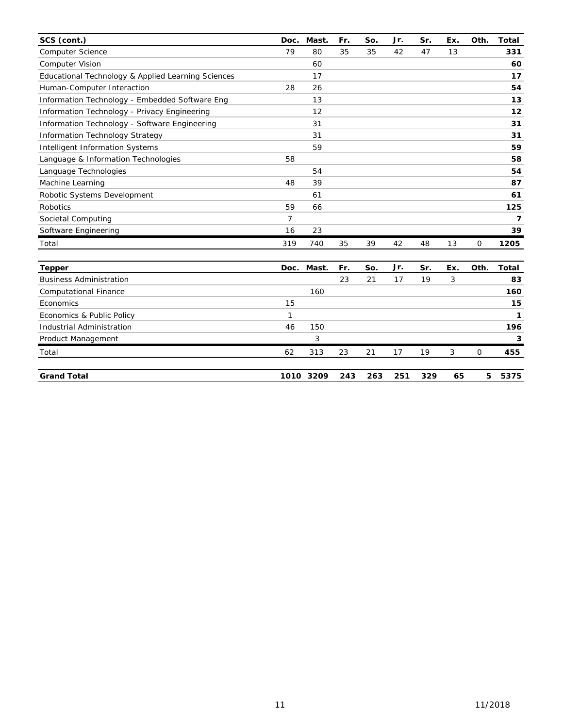| SCS (cont.) | Doc. | Mast. | Fr. | So. | Jr. | Sr. | Ex. | Oth. | Total |
|---|---|---|---|---|---|---|---|---|---|
| Computer Science | 79 | 80 | 35 | 35 | 42 | 47 | 13 | | **331** |
| Computer Vision | | 60 | | | | | | | **60** |
| Educational Technology & Applied Learning Sciences | | 17 | | | | | | | **17** |
| Human-Computer Interaction | 28 | 26 | | | | | | | **54** |
| Information Technology - Embedded Software Eng | | 13 | | | | | | | **13** |
| Information Technology - Privacy Engineering | | 12 | | | | | | | **12** |
| Information Technology - Software Engineering | | 31 | | | | | | | **31** |
| Information Technology Strategy | | 31 | | | | | | | **31** |
| Intelligent Information Systems | | 59 | | | | | | | **59** |
| Language & Information Technologies | 58 | | | | | | | | **58** |
| Language Technologies | | 54 | | | | | | | **54** |
| Machine Learning | 48 | 39 | | | | | | | **87** |
| Robotic Systems Development | | 61 | | | | | | | **61** |
| Robotics | 59 | 66 | | | | | | | **125** |
| Societal Computing | 7 | | | | | | | | **7** |
| Software Engineering | 16 | 23 | | | | | | | **39** |
| Total | 319 | 740 | 35 | 39 | 42 | 48 | 13 | 0 | **1205** |

| Tepper | Doc. | Mast. | Fr. | So. | Jr. | Sr. | Ex. | Oth. | Total |
|---|---|---|---|---|---|---|---|---|---|
| Business Administration | | | 23 | 21 | 17 | 19 | 3 | | **83** |
| Computational Finance | | 160 | | | | | | | **160** |
| Economics | 15 | | | | | | | | **15** |
| Economics & Public Policy | 1 | | | | | | | | **1** |
| Industrial Administration | 46 | 150 | | | | | | | **196** |
| Product Management | | 3 | | | | | | | **3** |
| Total | 62 | 313 | 23 | 21 | 17 | 19 | 3 | 0 | **455** |

| **Grand Total** | **1010** | **3209** | **243** | **263** | **251** | **329** | **65** | **5** | **5375** |
|---|---|---|---|---|---|---|---|---|---|

11/2018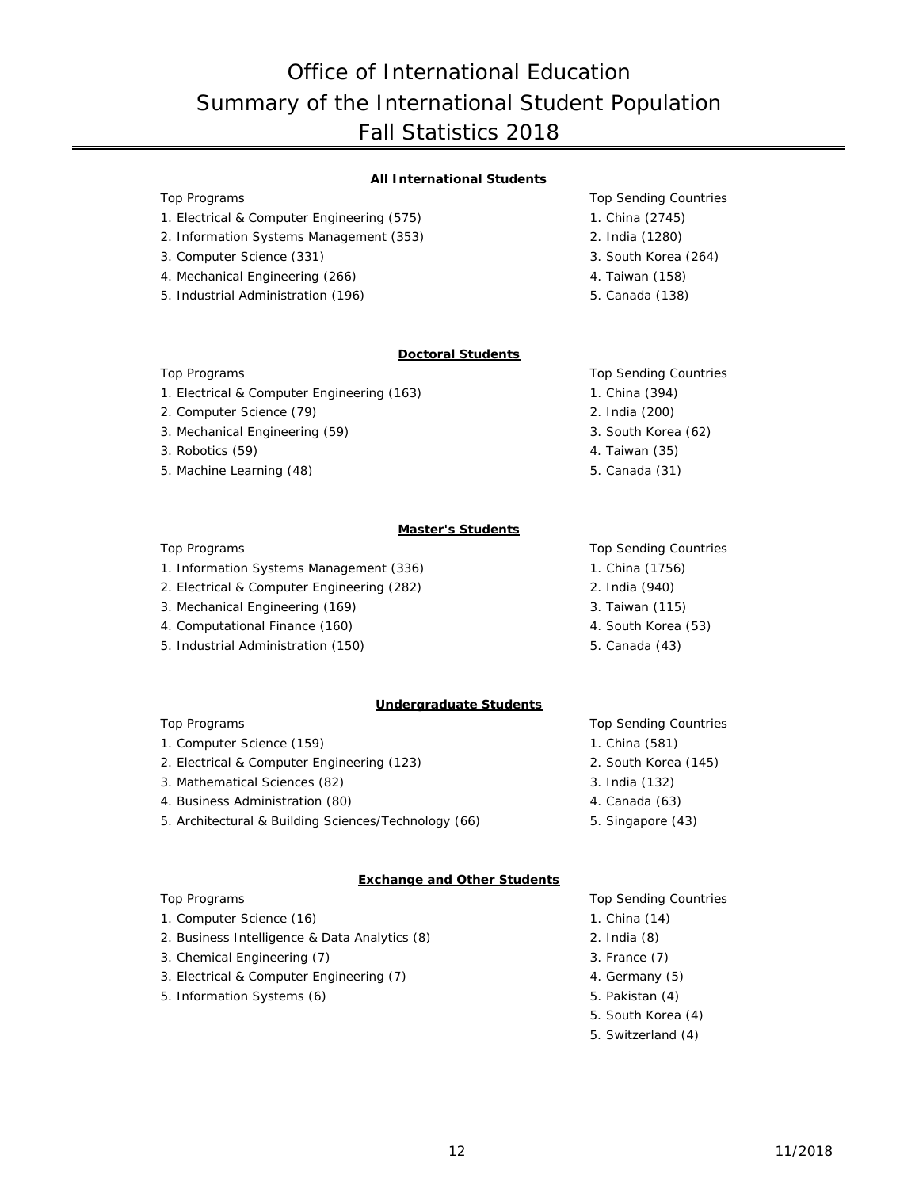# Office of International Education
# Summary of the International Student Population
# Fall Statistics 2018

## All International Students

| Top Programs | Top Sending Countries |
|---|---|
| 1. Electrical & Computer Engineering (575) | 1. China (2745) |
| 2. Information Systems Management (353) | 2. India (1280) |
| 3. Computer Science (331) | 3. South Korea (264) |
| 4. Mechanical Engineering (266) | 4. Taiwan (158) |
| 5. Industrial Administration (196) | 5. Canada (138) |

## Doctoral Students

| Top Programs | Top Sending Countries |
|---|---|
| 1. Electrical & Computer Engineering (163) | 1. China (394) |
| 2. Computer Science (79) | 2. India (200) |
| 3. Mechanical Engineering (59) | 3. South Korea (62) |
| 3. Robotics (59) | 4. Taiwan (35) |
| 5. Machine Learning (48) | 5. Canada (31) |

## Master's Students

| Top Programs | Top Sending Countries |
|---|---|
| 1. Information Systems Management (336) | 1. China (1756) |
| 2. Electrical & Computer Engineering (282) | 2. India (940) |
| 3. Mechanical Engineering (169) | 3. Taiwan (115) |
| 4. Computational Finance (160) | 4. South Korea (53) |
| 5. Industrial Administration (150) | 5. Canada (43) |

## Undergraduate Students

| Top Programs | Top Sending Countries |
|---|---|
| 1. Computer Science (159) | 1. China (581) |
| 2. Electrical & Computer Engineering (123) | 2. South Korea (145) |
| 3. Mathematical Sciences (82) | 3. India (132) |
| 4. Business Administration (80) | 4. Canada (63) |
| 5. Architectural & Building Sciences/Technology (66) | 5. Singapore (43) |

## Exchange and Other Students

| Top Programs | Top Sending Countries |
|---|---|
| 1. Computer Science (16) | 1. China (14) |
| 2. Business Intelligence & Data Analytics (8) | 2. India (8) |
| 3. Chemical Engineering (7) | 3. France (7) |
| 3. Electrical & Computer Engineering (7) | 4. Germany (5) |
| 5. Information Systems (6) | 5. Pakistan (4) |
| | 5. South Korea (4) |
| | 5. Switzerland (4) |

11/2018